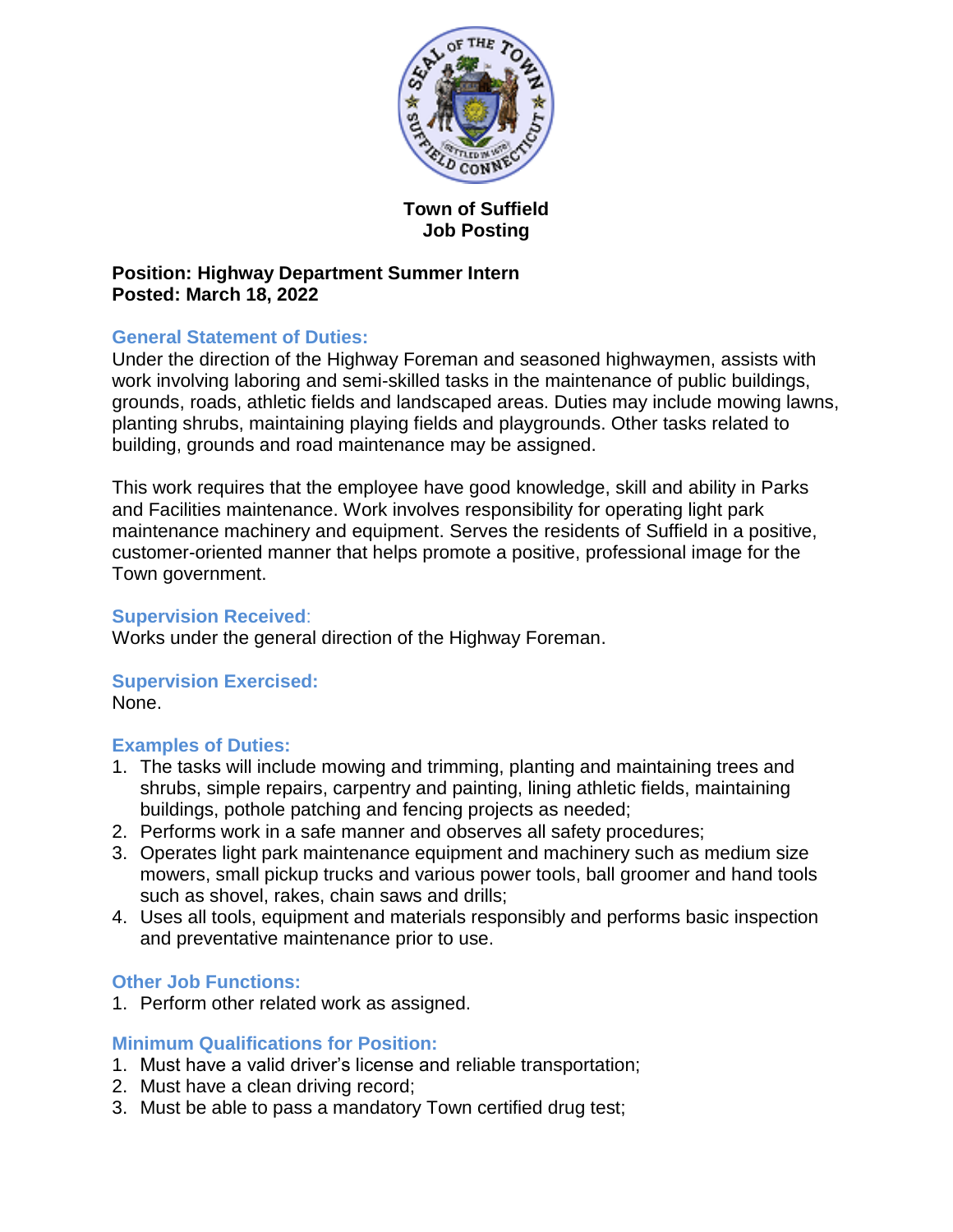# Town of Suffield
## Job Posting

**Position: Highway Department Summer Intern**
**Posted: March 18, 2022**

### General Statement of Duties:

Under the direction of the Highway Foreman and seasoned highwaymen, assists with work involving laboring and semi-skilled tasks in the maintenance of public buildings, grounds, roads, athletic fields and landscaped areas. Duties may include mowing lawns, planting shrubs, maintaining playing fields and playgrounds. Other tasks related to building, grounds and road maintenance may be assigned.

This work requires that the employee have good knowledge, skill and ability in Parks and Facilities maintenance. Work involves responsibility for operating light park maintenance machinery and equipment. Serves the residents of Suffield in a positive, customer-oriented manner that helps promote a positive, professional image for the Town government.

### Supervision Received:

Works under the general direction of the Highway Foreman.

### Supervision Exercised:

None.

### Examples of Duties:

1. The tasks will include mowing and trimming, planting and maintaining trees and shrubs, simple repairs, carpentry and painting, lining athletic fields, maintaining buildings, pothole patching and fencing projects as needed;
2. Performs work in a safe manner and observes all safety procedures;
3. Operates light park maintenance equipment and machinery such as medium size mowers, small pickup trucks and various power tools, ball groomer and hand tools such as shovel, rakes, chain saws and drills;
4. Uses all tools, equipment and materials responsibly and performs basic inspection and preventative maintenance prior to use.

### Other Job Functions:

1. Perform other related work as assigned.

### Minimum Qualifications for Position:

1. Must have a valid driver's license and reliable transportation;
2. Must have a clean driving record;
3. Must be able to pass a mandatory Town certified drug test;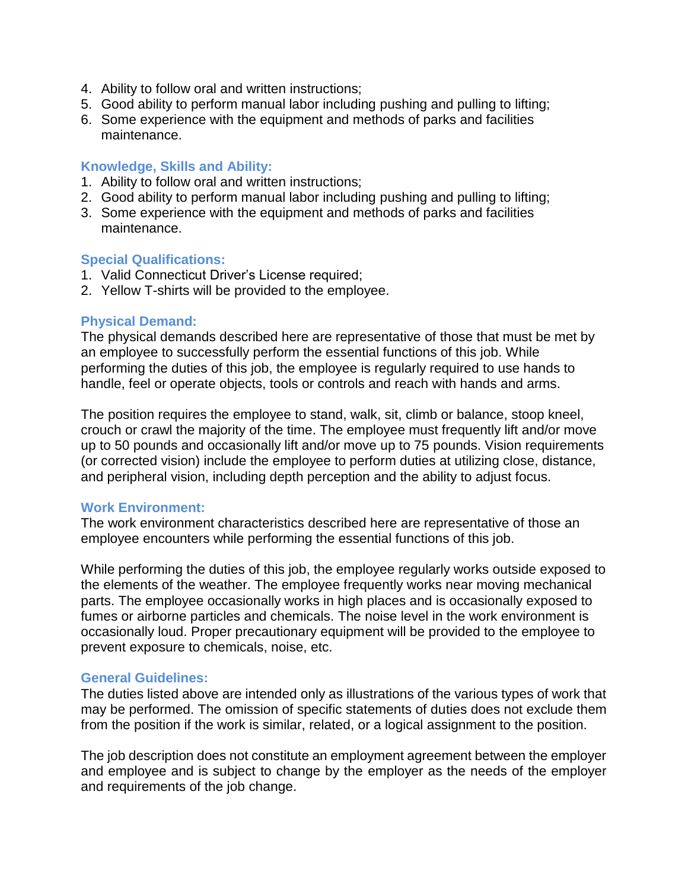4. Ability to follow oral and written instructions;
5. Good ability to perform manual labor including pushing and pulling to lifting;
6. Some experience with the equipment and methods of parks and facilities maintenance.

### Knowledge, Skills and Ability:

1. Ability to follow oral and written instructions;
2. Good ability to perform manual labor including pushing and pulling to lifting;
3. Some experience with the equipment and methods of parks and facilities maintenance.

### Special Qualifications:

1. Valid Connecticut Driver's License required;
2. Yellow T-shirts will be provided to the employee.

### Physical Demand:

The physical demands described here are representative of those that must be met by an employee to successfully perform the essential functions of this job. While performing the duties of this job, the employee is regularly required to use hands to handle, feel or operate objects, tools or controls and reach with hands and arms.

The position requires the employee to stand, walk, sit, climb or balance, stoop kneel, crouch or crawl the majority of the time. The employee must frequently lift and/or move up to 50 pounds and occasionally lift and/or move up to 75 pounds. Vision requirements (or corrected vision) include the employee to perform duties at utilizing close, distance, and peripheral vision, including depth perception and the ability to adjust focus.

### Work Environment:

The work environment characteristics described here are representative of those an employee encounters while performing the essential functions of this job.

While performing the duties of this job, the employee regularly works outside exposed to the elements of the weather. The employee frequently works near moving mechanical parts. The employee occasionally works in high places and is occasionally exposed to fumes or airborne particles and chemicals. The noise level in the work environment is occasionally loud. Proper precautionary equipment will be provided to the employee to prevent exposure to chemicals, noise, etc.

### General Guidelines:

The duties listed above are intended only as illustrations of the various types of work that may be performed. The omission of specific statements of duties does not exclude them from the position if the work is similar, related, or a logical assignment to the position.

The job description does not constitute an employment agreement between the employer and employee and is subject to change by the employer as the needs of the employer and requirements of the job change.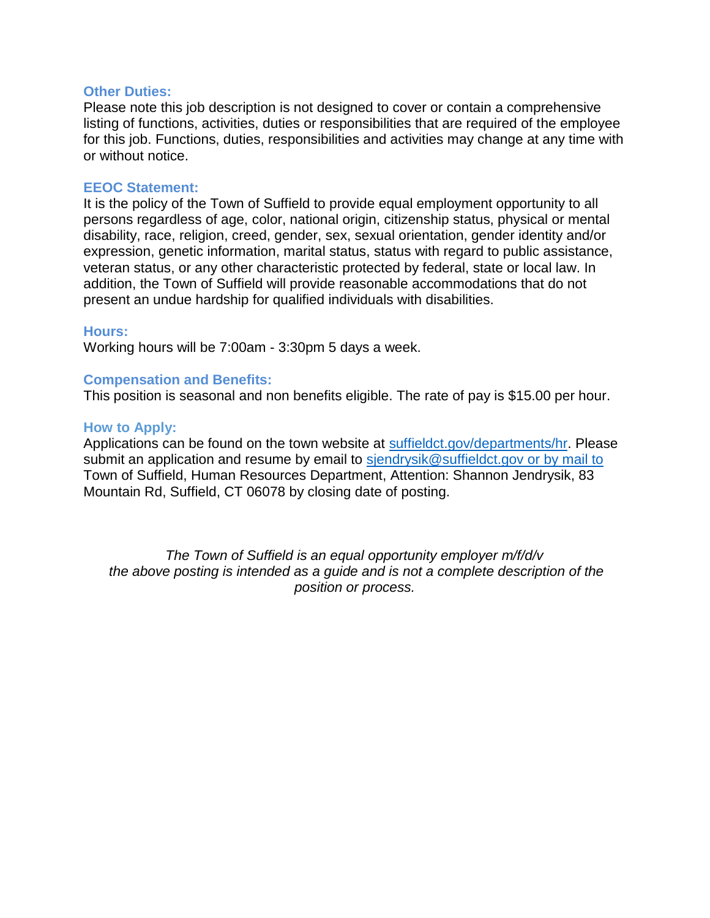### Other Duties:

Please note this job description is not designed to cover or contain a comprehensive listing of functions, activities, duties or responsibilities that are required of the employee for this job. Functions, duties, responsibilities and activities may change at any time with or without notice.

### EEOC Statement:

It is the policy of the Town of Suffield to provide equal employment opportunity to all persons regardless of age, color, national origin, citizenship status, physical or mental disability, race, religion, creed, gender, sex, sexual orientation, gender identity and/or expression, genetic information, marital status, status with regard to public assistance, veteran status, or any other characteristic protected by federal, state or local law. In addition, the Town of Suffield will provide reasonable accommodations that do not present an undue hardship for qualified individuals with disabilities.

### Hours:

Working hours will be 7:00am - 3:30pm 5 days a week.

### Compensation and Benefits:

This position is seasonal and non benefits eligible. The rate of pay is $15.00 per hour.

### How to Apply:

Applications can be found on the town website at suffieldct.gov/departments/hr. Please submit an application and resume by email to sjendrysik@suffieldct.gov or by mail to Town of Suffield, Human Resources Department, Attention: Shannon Jendrysik, 83 Mountain Rd, Suffield, CT 06078 by closing date of posting.

*The Town of Suffield is an equal opportunity employer m/f/d/v*
*the above posting is intended as a guide and is not a complete description of the position or process.*